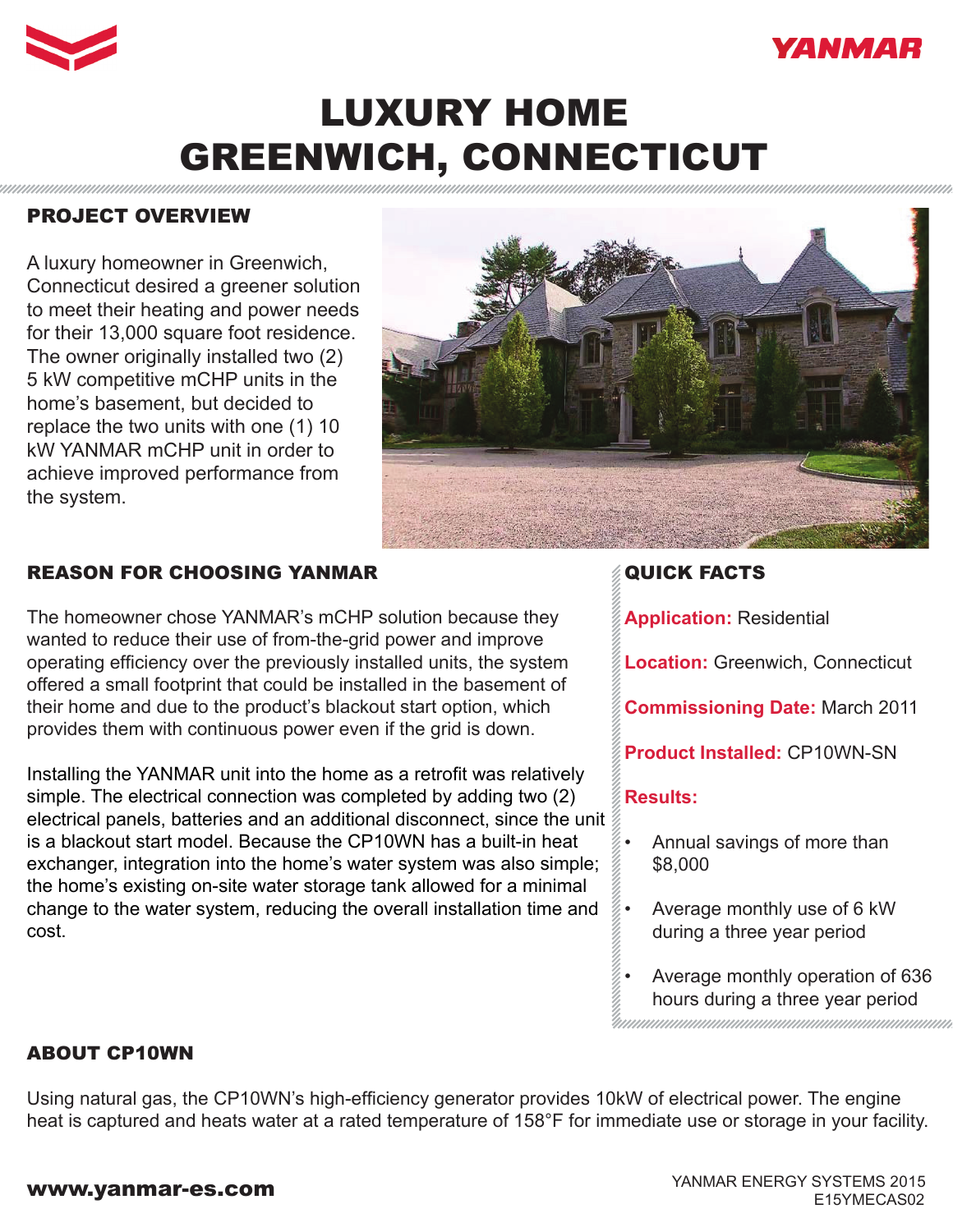# LUXURY HOME GREENWICH, CONNECTICUT

## PROJECT OVERVIEW

A luxury homeowner in Greenwich, Connecticut desired a greener solution to meet their heating and power needs for their 13,000 square foot residence. The owner originally installed two (2) 5 kW competitive mCHP units in the home's basement, but decided to replace the two units with one (1) 10 kW YANMAR mCHP unit in order to achieve improved performance from the system.

## REASON FOR CHOOSING YANMAR

The homeowner chose YANMAR's mCHP solution because they wanted to reduce their use of from-the-grid power and improve operating efficiency over the previously installed units, the system offered a small footprint that could be installed in the basement of their home and due to the product's blackout start option, which provides them with continuous power even if the grid is down.

Installing the YANMAR unit into the home as a retrofit was relatively simple. The electrical connection was completed by adding two (2) electrical panels, batteries and an additional disconnect, since the unit is a blackout start model. Because the CP10WN has a built-in heat exchanger, integration into the home's water system was also simple; the home's existing on-site water storage tank allowed for a minimal change to the water system, reducing the overall installation time and cost.

## QUICK FACTS

**Application:** Residential

**Location:** Greenwich, Connecticut

**Commissioning Date:** March 2011

**Product Installed:** CP10WN-SN

**Results:**

- Annual savings of more than $8,000
- Average monthly use of 6 kW during a three year period
- Average monthly operation of 636 hours during a three year period

## ABOUT CP10WN

Using natural gas, the CP10WN's high-efficiency generator provides 10kW of electrical power. The engine heat is captured and heats water at a rated temperature of 158°F for immediate use or storage in your facility.

**www.yanmar-es.com**

YANMAR ENERGY SYSTEMS 2015
E15YMECAS02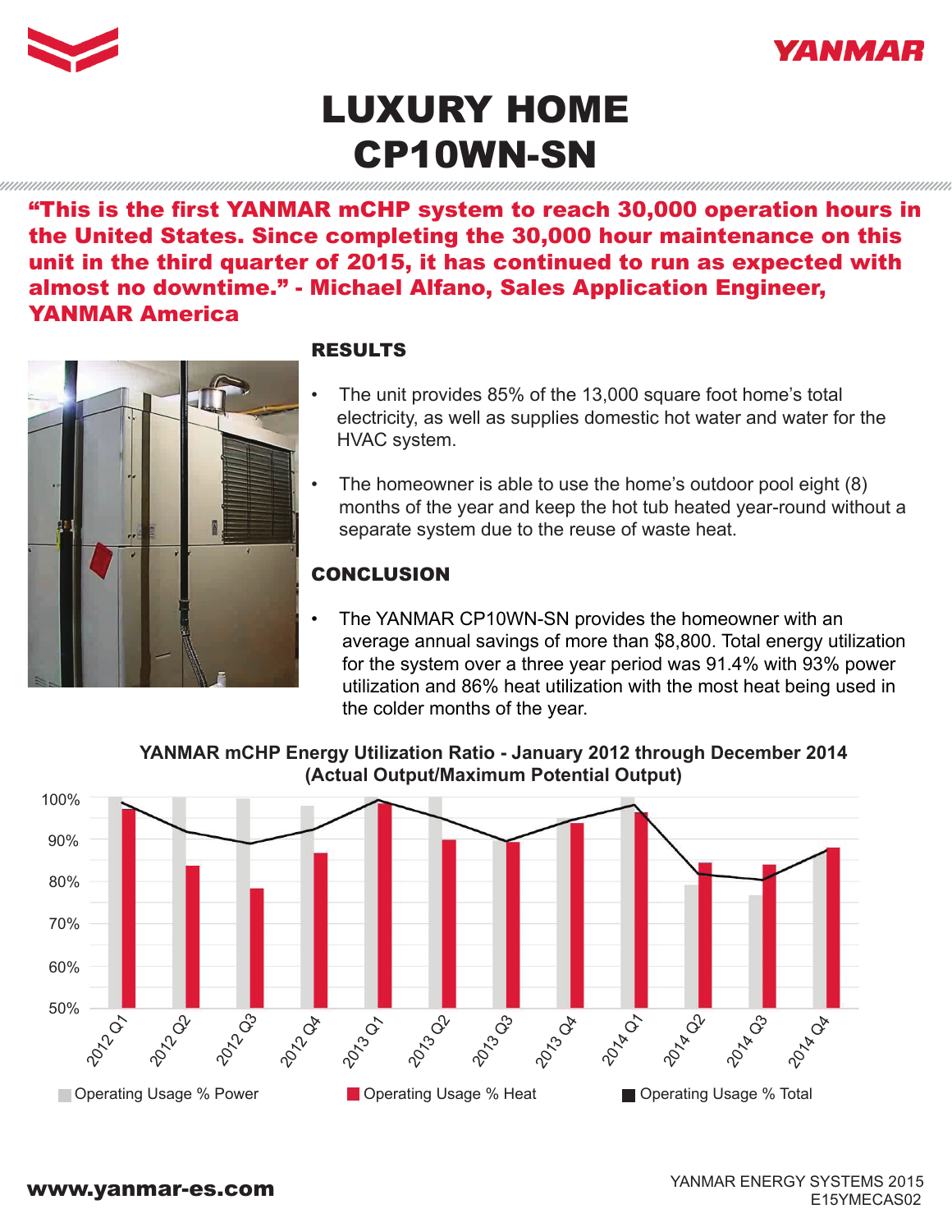# LUXURY HOME CP10WN-SN

**"This is the first YANMAR mCHP system to reach 30,000 operation hours in the United States. Since completing the 30,000 hour maintenance on this unit in the third quarter of 2015, it has continued to run as expected with almost no downtime." - Michael Alfano, Sales Application Engineer, YANMAR America**

## RESULTS

- The unit provides 85% of the 13,000 square foot home's total electricity, as well as supplies domestic hot water and water for the HVAC system.
- The homeowner is able to use the home's outdoor pool eight (8) months of the year and keep the hot tub heated year-round without a separate system due to the reuse of waste heat.

## CONCLUSION

- The YANMAR CP10WN-SN provides the homeowner with an average annual savings of more than $8,800. Total energy utilization for the system over a three year period was 91.4% with 93% power utilization and 86% heat utilization with the most heat being used in the colder months of the year.

**YANMAR mCHP Energy Utilization Ratio - January 2012 through December 2014**
**(Actual Output/Maximum Potential Output)**

100%
90%
80%
70%
60%
50%

2012 Q1, 2012 Q2, 2012 Q3, 2012 Q4, 2013 Q1, 2013 Q2, 2013 Q3, 2013 Q4, 2014 Q1, 2014 Q2, 2014 Q3, 2014 Q4

Operating Usage % Power
Operating Usage % Heat
Operating Usage % Total

www.yanmar-es.com

YANMAR ENERGY SYSTEMS 2015
E15YMECAS02